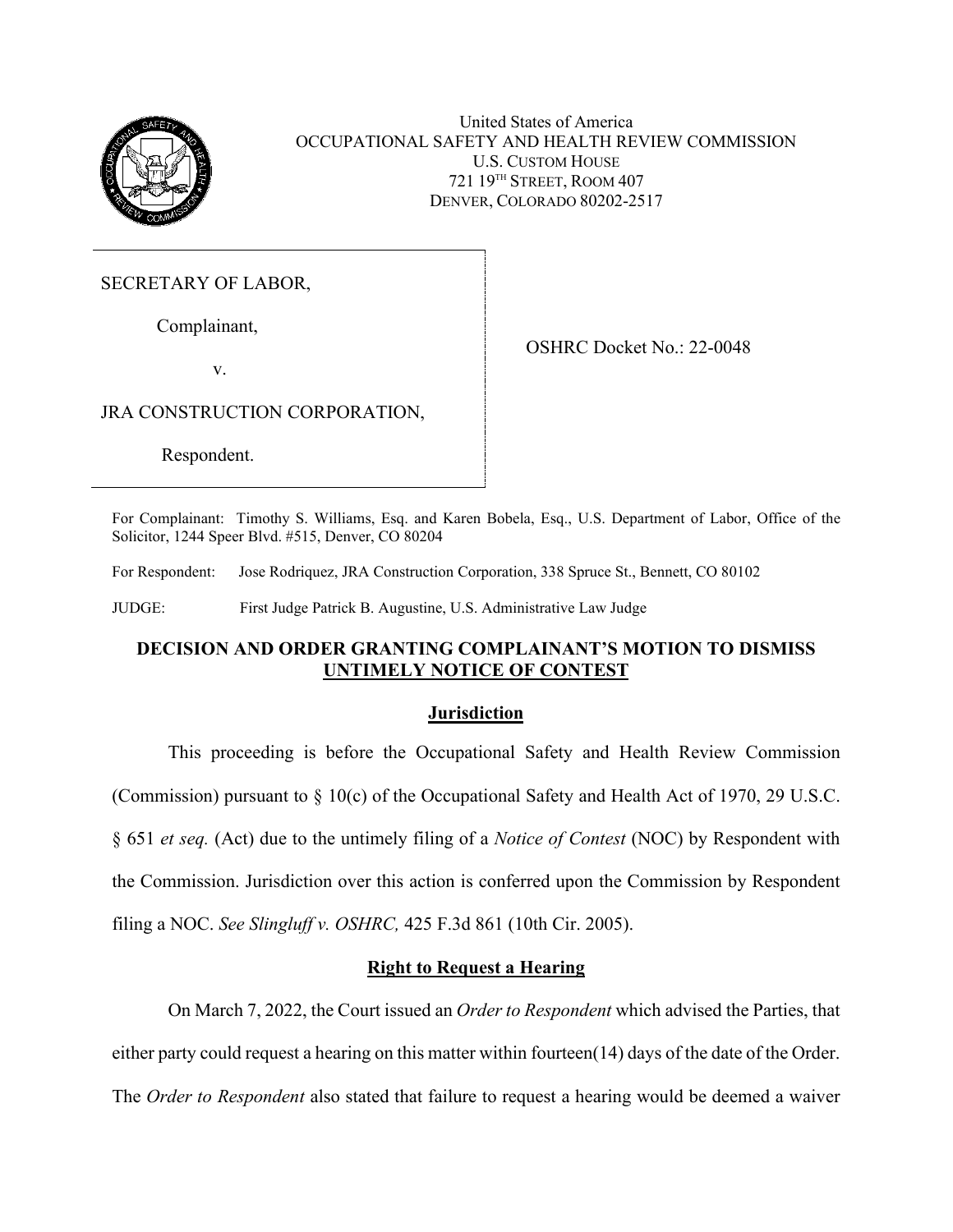United States of America
OCCUPATIONAL SAFETY AND HEALTH REVIEW COMMISSION
U.S. CUSTOM HOUSE
721 19TH STREET, ROOM 407
DENVER, COLORADO 80202-2517

SECRETARY OF LABOR,

Complainant,

v.

JRA CONSTRUCTION CORPORATION,

Respondent.

OSHRC Docket No.: 22-0048

For Complainant: Timothy S. Williams, Esq. and Karen Bobela, Esq., U.S. Department of Labor, Office of the Solicitor, 1244 Speer Blvd. #515, Denver, CO 80204

For Respondent: Jose Rodriquez, JRA Construction Corporation, 338 Spruce St., Bennett, CO 80102

JUDGE: First Judge Patrick B. Augustine, U.S. Administrative Law Judge

## DECISION AND ORDER GRANTING COMPLAINANT'S MOTION TO DISMISS UNTIMELY NOTICE OF CONTEST

### Jurisdiction

This proceeding is before the Occupational Safety and Health Review Commission (Commission) pursuant to § 10(c) of the Occupational Safety and Health Act of 1970, 29 U.S.C. § 651 *et seq.* (Act) due to the untimely filing of a *Notice of Contest* (NOC) by Respondent with the Commission. Jurisdiction over this action is conferred upon the Commission by Respondent filing a NOC. *See Slingluff v. OSHRC,* 425 F.3d 861 (10th Cir. 2005).

### Right to Request a Hearing

On March 7, 2022, the Court issued an *Order to Respondent* which advised the Parties, that either party could request a hearing on this matter within fourteen(14) days of the date of the Order. The *Order to Respondent* also stated that failure to request a hearing would be deemed a waiver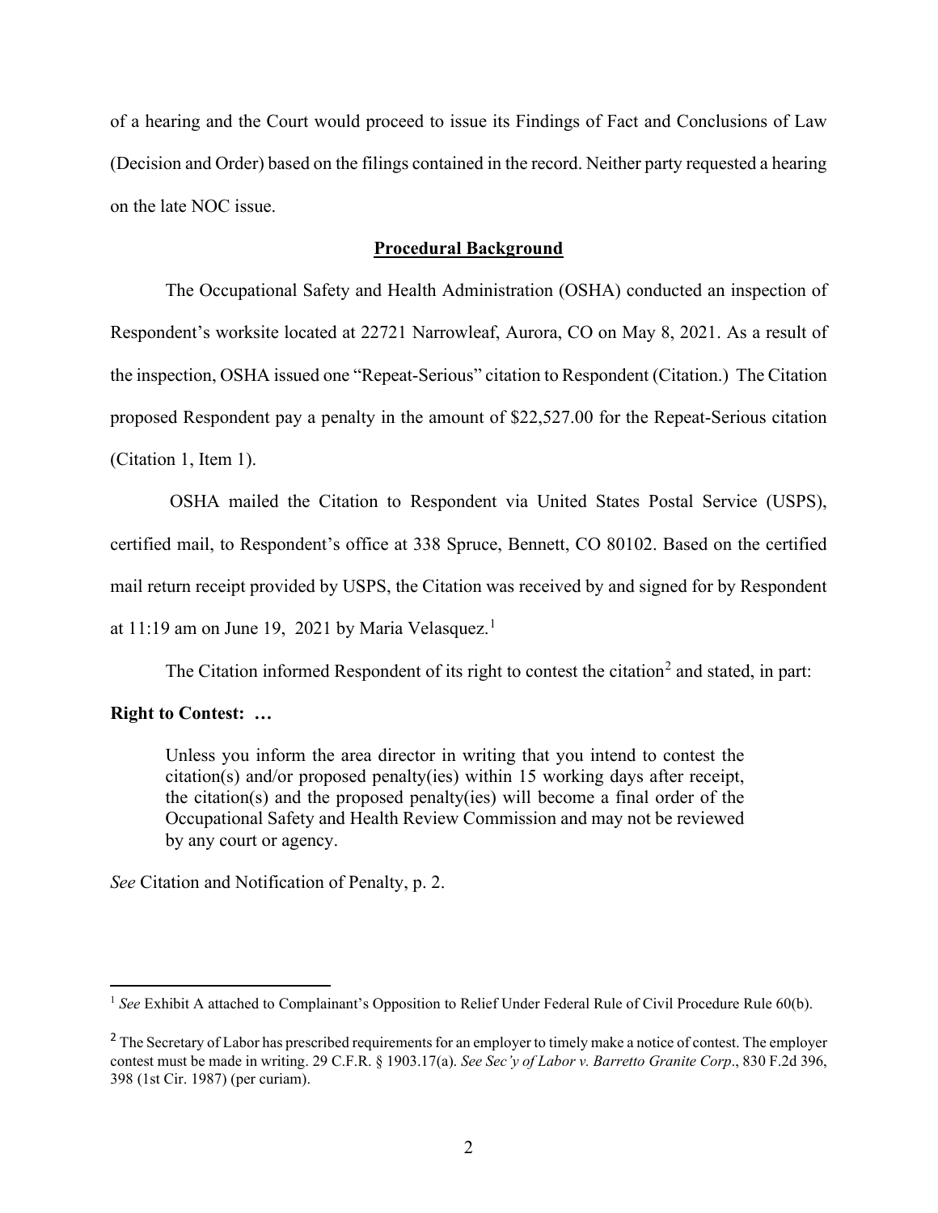of a hearing and the Court would proceed to issue its Findings of Fact and Conclusions of Law (Decision and Order) based on the filings contained in the record. Neither party requested a hearing on the late NOC issue.

## **Procedural Background**

The Occupational Safety and Health Administration (OSHA) conducted an inspection of Respondent's worksite located at 22721 Narrowleaf, Aurora, CO on May 8, 2021. As a result of the inspection, OSHA issued one "Repeat-Serious" citation to Respondent (Citation.) The Citation proposed Respondent pay a penalty in the amount of $22,527.00 for the Repeat-Serious citation (Citation 1, Item 1).

OSHA mailed the Citation to Respondent via United States Postal Service (USPS), certified mail, to Respondent's office at 338 Spruce, Bennett, CO 80102. Based on the certified mail return receipt provided by USPS, the Citation was received by and signed for by Respondent at 11:19 am on June 19, 2021 by Maria Velasquez.[1]

The Citation informed Respondent of its right to contest the citation[2] and stated, in part:

**Right to Contest: …**

> Unless you inform the area director in writing that you intend to contest the citation(s) and/or proposed penalty(ies) within 15 working days after receipt, the citation(s) and the proposed penalty(ies) will become a final order of the Occupational Safety and Health Review Commission and may not be reviewed by any court or agency.

*See* Citation and Notification of Penalty, p. 2.

---

[1] *See* Exhibit A attached to Complainant's Opposition to Relief Under Federal Rule of Civil Procedure Rule 60(b).

[2] The Secretary of Labor has prescribed requirements for an employer to timely make a notice of contest. The employer contest must be made in writing. 29 C.F.R. § 1903.17(a). *See Sec'y of Labor v. Barretto Granite Corp*., 830 F.2d 396, 398 (1st Cir. 1987) (per curiam).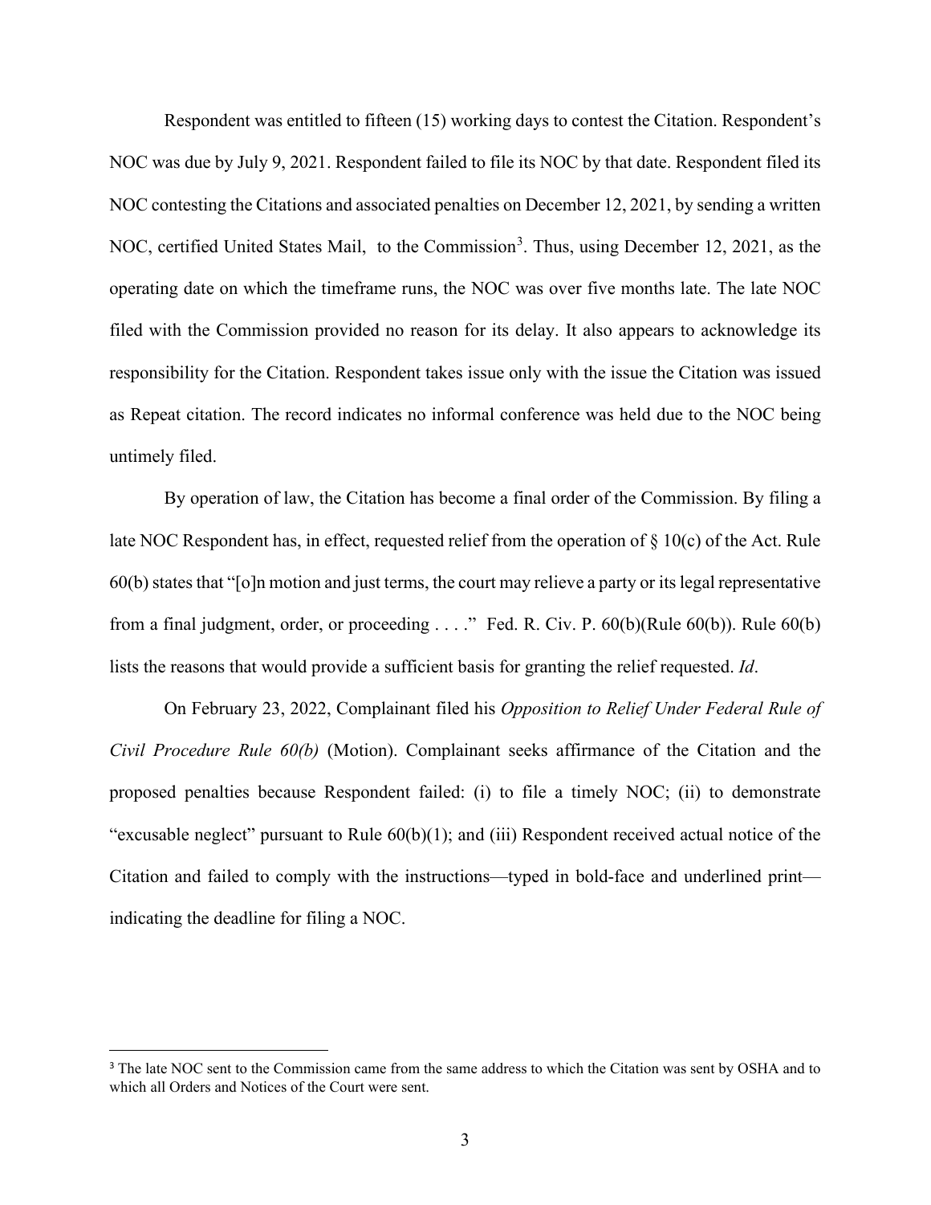Respondent was entitled to fifteen (15) working days to contest the Citation. Respondent's NOC was due by July 9, 2021. Respondent failed to file its NOC by that date. Respondent filed its NOC contesting the Citations and associated penalties on December 12, 2021, by sending a written NOC, certified United States Mail, to the Commission[3]. Thus, using December 12, 2021, as the operating date on which the timeframe runs, the NOC was over five months late. The late NOC filed with the Commission provided no reason for its delay. It also appears to acknowledge its responsibility for the Citation. Respondent takes issue only with the issue the Citation was issued as Repeat citation. The record indicates no informal conference was held due to the NOC being untimely filed.

By operation of law, the Citation has become a final order of the Commission. By filing a late NOC Respondent has, in effect, requested relief from the operation of § 10(c) of the Act. Rule 60(b) states that "[o]n motion and just terms, the court may relieve a party or its legal representative from a final judgment, order, or proceeding . . . ." Fed. R. Civ. P. 60(b)(Rule 60(b)). Rule 60(b) lists the reasons that would provide a sufficient basis for granting the relief requested. *Id*.

On February 23, 2022, Complainant filed his *Opposition to Relief Under Federal Rule of Civil Procedure Rule 60(b)* (Motion). Complainant seeks affirmance of the Citation and the proposed penalties because Respondent failed: (i) to file a timely NOC; (ii) to demonstrate "excusable neglect" pursuant to Rule 60(b)(1); and (iii) Respondent received actual notice of the Citation and failed to comply with the instructions—typed in bold-face and underlined print—indicating the deadline for filing a NOC.

[3] The late NOC sent to the Commission came from the same address to which the Citation was sent by OSHA and to which all Orders and Notices of the Court were sent.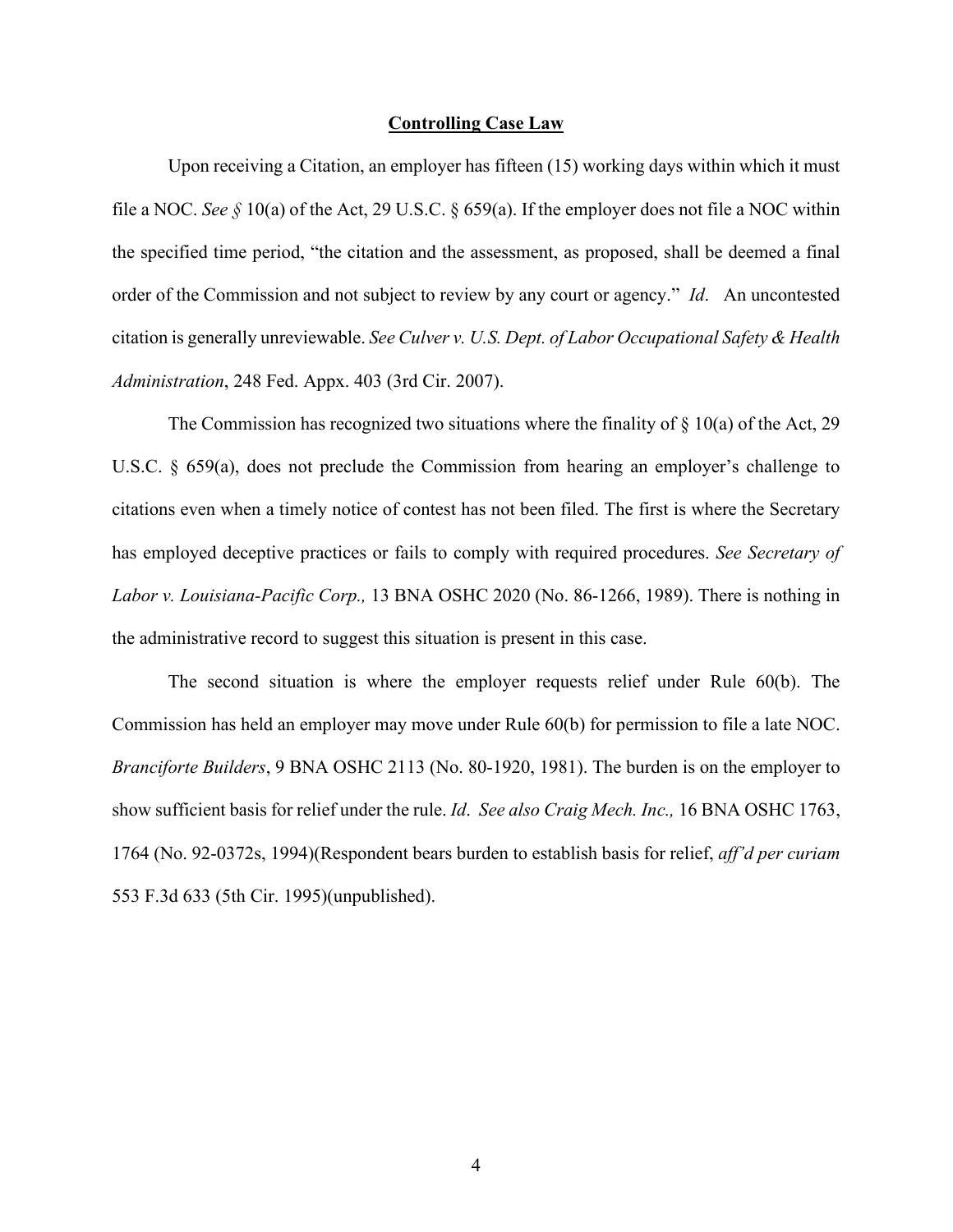**Controlling Case Law**

Upon receiving a Citation, an employer has fifteen (15) working days within which it must file a NOC. *See §* 10(a) of the Act, 29 U.S.C. § 659(a). If the employer does not file a NOC within the specified time period, "the citation and the assessment, as proposed, shall be deemed a final order of the Commission and not subject to review by any court or agency." *Id*. An uncontested citation is generally unreviewable. *See Culver v. U.S. Dept. of Labor Occupational Safety & Health Administration*, 248 Fed. Appx. 403 (3rd Cir. 2007).

The Commission has recognized two situations where the finality of § 10(a) of the Act, 29 U.S.C. § 659(a), does not preclude the Commission from hearing an employer's challenge to citations even when a timely notice of contest has not been filed. The first is where the Secretary has employed deceptive practices or fails to comply with required procedures. *See Secretary of Labor v. Louisiana-Pacific Corp.,* 13 BNA OSHC 2020 (No. 86-1266, 1989). There is nothing in the administrative record to suggest this situation is present in this case.

The second situation is where the employer requests relief under Rule 60(b). The Commission has held an employer may move under Rule 60(b) for permission to file a late NOC. *Branciforte Builders*, 9 BNA OSHC 2113 (No. 80-1920, 1981). The burden is on the employer to show sufficient basis for relief under the rule. *Id*. *See also Craig Mech. Inc.,* 16 BNA OSHC 1763, 1764 (No. 92-0372s, 1994)(Respondent bears burden to establish basis for relief, *aff'd per curiam* 553 F.3d 633 (5th Cir. 1995)(unpublished).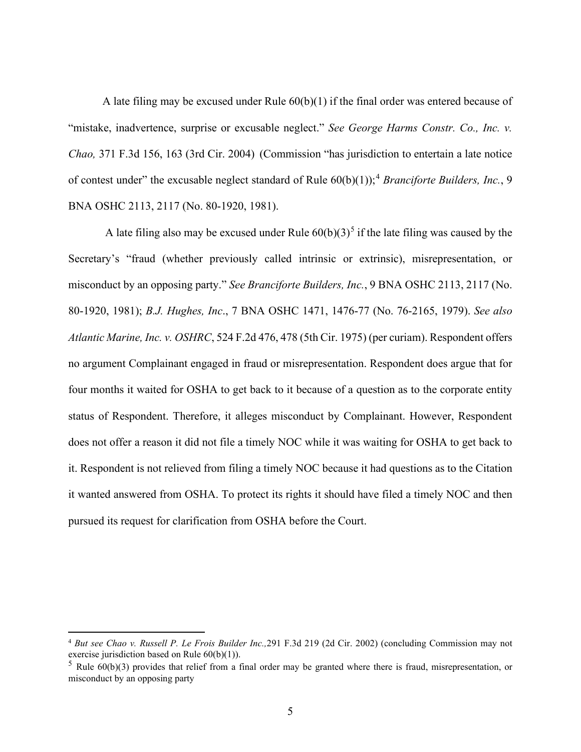A late filing may be excused under Rule 60(b)(1) if the final order was entered because of "mistake, inadvertence, surprise or excusable neglect." *See George Harms Constr. Co., Inc. v. Chao,* 371 F.3d 156, 163 (3rd Cir. 2004) (Commission "has jurisdiction to entertain a late notice of contest under" the excusable neglect standard of Rule 60(b)(1));[4] *Branciforte Builders, Inc.*, 9 BNA OSHC 2113, 2117 (No. 80-1920, 1981).

A late filing also may be excused under Rule 60(b)(3)[5] if the late filing was caused by the Secretary's "fraud (whether previously called intrinsic or extrinsic), misrepresentation, or misconduct by an opposing party." *See Branciforte Builders, Inc.*, 9 BNA OSHC 2113, 2117 (No. 80-1920, 1981); *B.J. Hughes, Inc*., 7 BNA OSHC 1471, 1476-77 (No. 76-2165, 1979). *See also Atlantic Marine, Inc. v. OSHRC*, 524 F.2d 476, 478 (5th Cir. 1975) (per curiam). Respondent offers no argument Complainant engaged in fraud or misrepresentation. Respondent does argue that for four months it waited for OSHA to get back to it because of a question as to the corporate entity status of Respondent. Therefore, it alleges misconduct by Complainant. However, Respondent does not offer a reason it did not file a timely NOC while it was waiting for OSHA to get back to it. Respondent is not relieved from filing a timely NOC because it had questions as to the Citation it wanted answered from OSHA. To protect its rights it should have filed a timely NOC and then pursued its request for clarification from OSHA before the Court.

---

[4] *But see Chao v. Russell P. Le Frois Builder Inc.,*291 F.3d 219 (2d Cir. 2002) (concluding Commission may not exercise jurisdiction based on Rule 60(b)(1)).

[5] Rule 60(b)(3) provides that relief from a final order may be granted where there is fraud, misrepresentation, or misconduct by an opposing party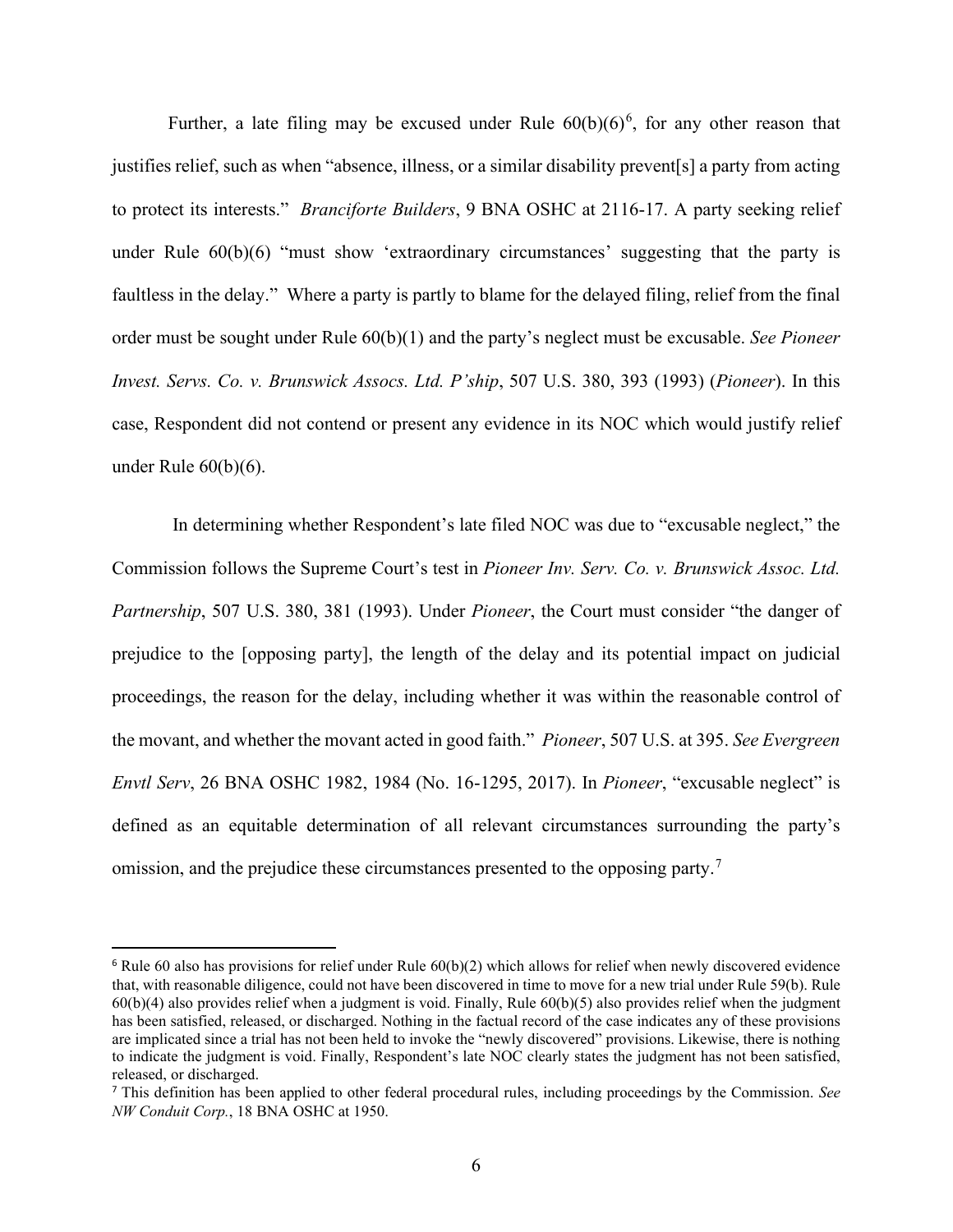Further, a late filing may be excused under Rule 60(b)(6)[6], for any other reason that justifies relief, such as when "absence, illness, or a similar disability prevent[s] a party from acting to protect its interests." *Branciforte Builders*, 9 BNA OSHC at 2116-17. A party seeking relief under Rule 60(b)(6) "must show 'extraordinary circumstances' suggesting that the party is faultless in the delay." Where a party is partly to blame for the delayed filing, relief from the final order must be sought under Rule 60(b)(1) and the party's neglect must be excusable. *See Pioneer Invest. Servs. Co. v. Brunswick Assocs. Ltd. P'ship*, 507 U.S. 380, 393 (1993) (*Pioneer*). In this case, Respondent did not contend or present any evidence in its NOC which would justify relief under Rule 60(b)(6).

In determining whether Respondent's late filed NOC was due to "excusable neglect," the Commission follows the Supreme Court's test in *Pioneer Inv. Serv. Co. v. Brunswick Assoc. Ltd. Partnership*, 507 U.S. 380, 381 (1993). Under *Pioneer*, the Court must consider "the danger of prejudice to the [opposing party], the length of the delay and its potential impact on judicial proceedings, the reason for the delay, including whether it was within the reasonable control of the movant, and whether the movant acted in good faith." *Pioneer*, 507 U.S. at 395. *See Evergreen Envtl Serv*, 26 BNA OSHC 1982, 1984 (No. 16-1295, 2017). In *Pioneer*, "excusable neglect" is defined as an equitable determination of all relevant circumstances surrounding the party's omission, and the prejudice these circumstances presented to the opposing party.[7]

---

[6] Rule 60 also has provisions for relief under Rule 60(b)(2) which allows for relief when newly discovered evidence that, with reasonable diligence, could not have been discovered in time to move for a new trial under Rule 59(b). Rule 60(b)(4) also provides relief when a judgment is void. Finally, Rule 60(b)(5) also provides relief when the judgment has been satisfied, released, or discharged. Nothing in the factual record of the case indicates any of these provisions are implicated since a trial has not been held to invoke the "newly discovered" provisions. Likewise, there is nothing to indicate the judgment is void. Finally, Respondent's late NOC clearly states the judgment has not been satisfied, released, or discharged.

[7] This definition has been applied to other federal procedural rules, including proceedings by the Commission. *See NW Conduit Corp.*, 18 BNA OSHC at 1950.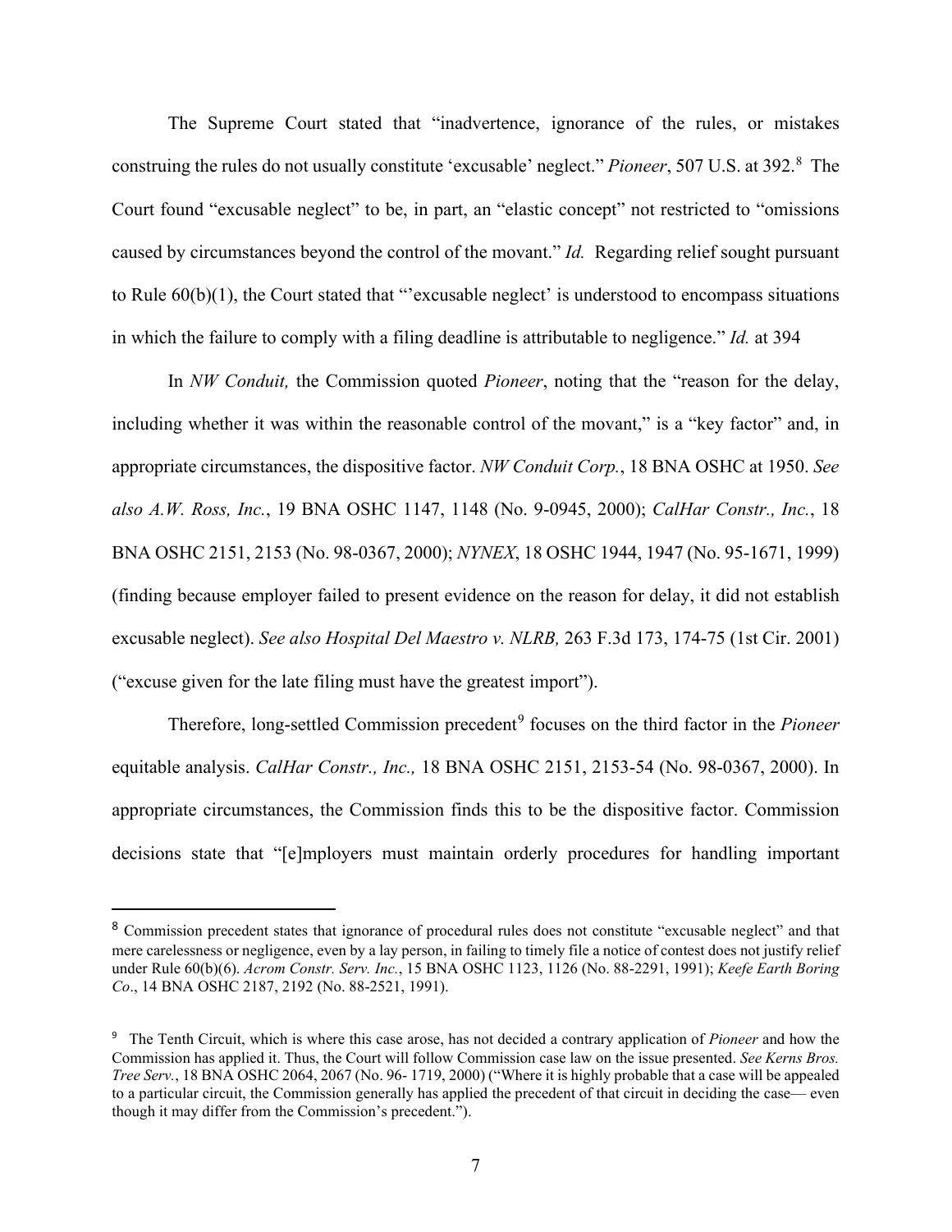The Supreme Court stated that "inadvertence, ignorance of the rules, or mistakes construing the rules do not usually constitute 'excusable' neglect." *Pioneer*, 507 U.S. at 392.[8] The Court found "excusable neglect" to be, in part, an "elastic concept" not restricted to "omissions caused by circumstances beyond the control of the movant." *Id.* Regarding relief sought pursuant to Rule 60(b)(1), the Court stated that "'excusable neglect' is understood to encompass situations in which the failure to comply with a filing deadline is attributable to negligence." *Id.* at 394

In *NW Conduit,* the Commission quoted *Pioneer*, noting that the "reason for the delay, including whether it was within the reasonable control of the movant," is a "key factor" and, in appropriate circumstances, the dispositive factor. *NW Conduit Corp.*, 18 BNA OSHC at 1950. *See also A.W. Ross, Inc.*, 19 BNA OSHC 1147, 1148 (No. 9-0945, 2000); *CalHar Constr., Inc.*, 18 BNA OSHC 2151, 2153 (No. 98-0367, 2000); *NYNEX*, 18 OSHC 1944, 1947 (No. 95-1671, 1999) (finding because employer failed to present evidence on the reason for delay, it did not establish excusable neglect). *See also Hospital Del Maestro v. NLRB,* 263 F.3d 173, 174-75 (1st Cir. 2001) ("excuse given for the late filing must have the greatest import").

Therefore, long-settled Commission precedent[9] focuses on the third factor in the *Pioneer* equitable analysis. *CalHar Constr., Inc.,* 18 BNA OSHC 2151, 2153-54 (No. 98-0367, 2000). In appropriate circumstances, the Commission finds this to be the dispositive factor. Commission decisions state that "[e]mployers must maintain orderly procedures for handling important

---

[8] Commission precedent states that ignorance of procedural rules does not constitute "excusable neglect" and that mere carelessness or negligence, even by a lay person, in failing to timely file a notice of contest does not justify relief under Rule 60(b)(6). *Acrom Constr. Serv. Inc.*, 15 BNA OSHC 1123, 1126 (No. 88-2291, 1991); *Keefe Earth Boring Co*., 14 BNA OSHC 2187, 2192 (No. 88-2521, 1991).

[9] The Tenth Circuit, which is where this case arose, has not decided a contrary application of *Pioneer* and how the Commission has applied it. Thus, the Court will follow Commission case law on the issue presented. *See Kerns Bros. Tree Serv.*, 18 BNA OSHC 2064, 2067 (No. 96- 1719, 2000) ("Where it is highly probable that a case will be appealed to a particular circuit, the Commission generally has applied the precedent of that circuit in deciding the case— even though it may differ from the Commission's precedent.").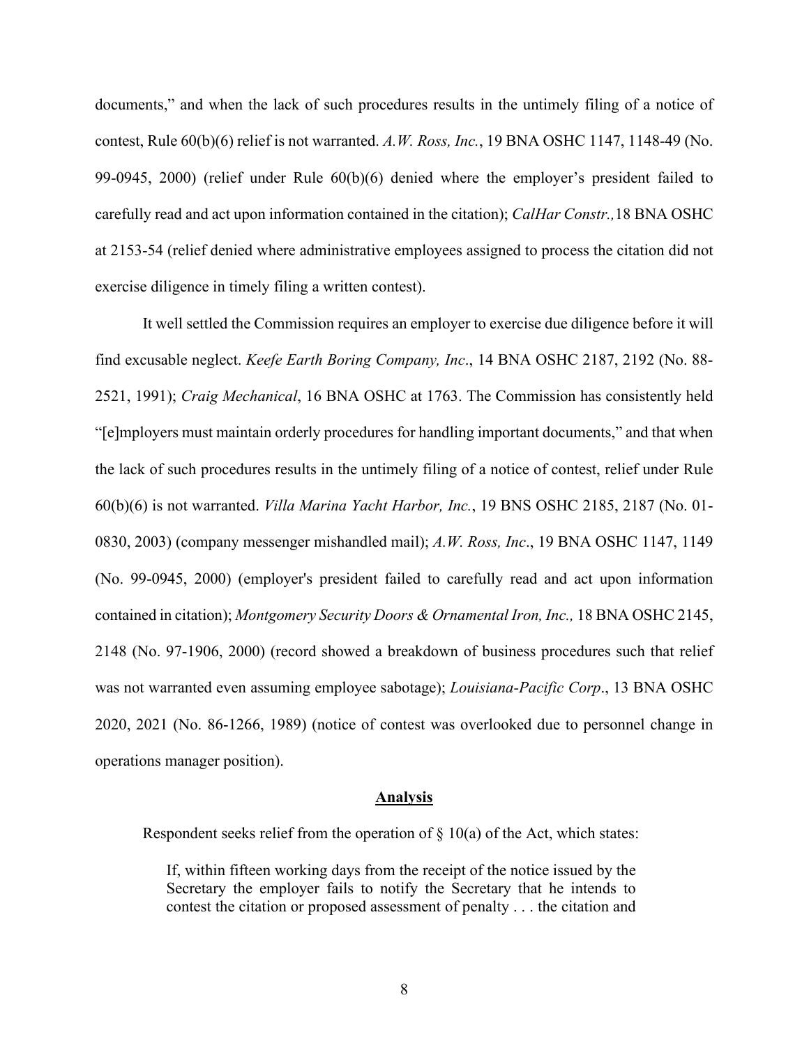documents," and when the lack of such procedures results in the untimely filing of a notice of contest, Rule 60(b)(6) relief is not warranted. *A.W. Ross, Inc.*, 19 BNA OSHC 1147, 1148-49 (No. 99-0945, 2000) (relief under Rule 60(b)(6) denied where the employer's president failed to carefully read and act upon information contained in the citation); *CalHar Constr.,*18 BNA OSHC at 2153-54 (relief denied where administrative employees assigned to process the citation did not exercise diligence in timely filing a written contest).

It well settled the Commission requires an employer to exercise due diligence before it will find excusable neglect. *Keefe Earth Boring Company, Inc*., 14 BNA OSHC 2187, 2192 (No. 88-2521, 1991); *Craig Mechanical*, 16 BNA OSHC at 1763. The Commission has consistently held "[e]mployers must maintain orderly procedures for handling important documents," and that when the lack of such procedures results in the untimely filing of a notice of contest, relief under Rule 60(b)(6) is not warranted. *Villa Marina Yacht Harbor, Inc.*, 19 BNS OSHC 2185, 2187 (No. 01-0830, 2003) (company messenger mishandled mail); *A.W. Ross, Inc*., 19 BNA OSHC 1147, 1149 (No. 99-0945, 2000) (employer's president failed to carefully read and act upon information contained in citation); *Montgomery Security Doors & Ornamental Iron, Inc.,* 18 BNA OSHC 2145, 2148 (No. 97-1906, 2000) (record showed a breakdown of business procedures such that relief was not warranted even assuming employee sabotage); *Louisiana-Pacific Corp*., 13 BNA OSHC 2020, 2021 (No. 86-1266, 1989) (notice of contest was overlooked due to personnel change in operations manager position).

**Analysis**

Respondent seeks relief from the operation of § 10(a) of the Act, which states:

> If, within fifteen working days from the receipt of the notice issued by the Secretary the employer fails to notify the Secretary that he intends to contest the citation or proposed assessment of penalty . . . the citation and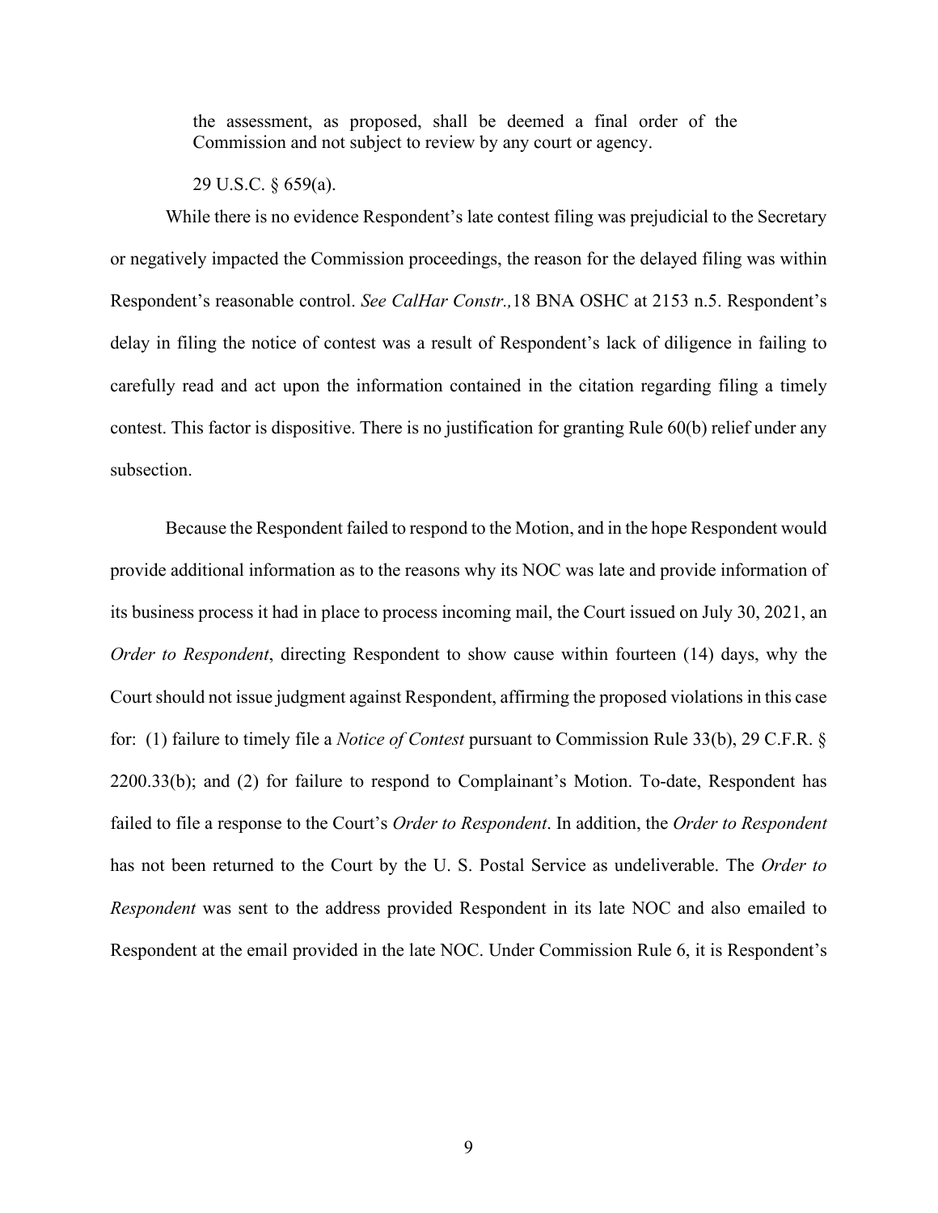> the assessment, as proposed, shall be deemed a final order of the Commission and not subject to review by any court or agency.
>
> 29 U.S.C. § 659(a).

While there is no evidence Respondent's late contest filing was prejudicial to the Secretary or negatively impacted the Commission proceedings, the reason for the delayed filing was within Respondent's reasonable control. *See CalHar Constr.,* 18 BNA OSHC at 2153 n.5. Respondent's delay in filing the notice of contest was a result of Respondent's lack of diligence in failing to carefully read and act upon the information contained in the citation regarding filing a timely contest. This factor is dispositive. There is no justification for granting Rule 60(b) relief under any subsection.

Because the Respondent failed to respond to the Motion, and in the hope Respondent would provide additional information as to the reasons why its NOC was late and provide information of its business process it had in place to process incoming mail, the Court issued on July 30, 2021, an *Order to Respondent*, directing Respondent to show cause within fourteen (14) days, why the Court should not issue judgment against Respondent, affirming the proposed violations in this case for: (1) failure to timely file a *Notice of Contest* pursuant to Commission Rule 33(b), 29 C.F.R. § 2200.33(b); and (2) for failure to respond to Complainant's Motion. To-date, Respondent has failed to file a response to the Court's *Order to Respondent*. In addition, the *Order to Respondent* has not been returned to the Court by the U. S. Postal Service as undeliverable. The *Order to Respondent* was sent to the address provided Respondent in its late NOC and also emailed to Respondent at the email provided in the late NOC. Under Commission Rule 6, it is Respondent's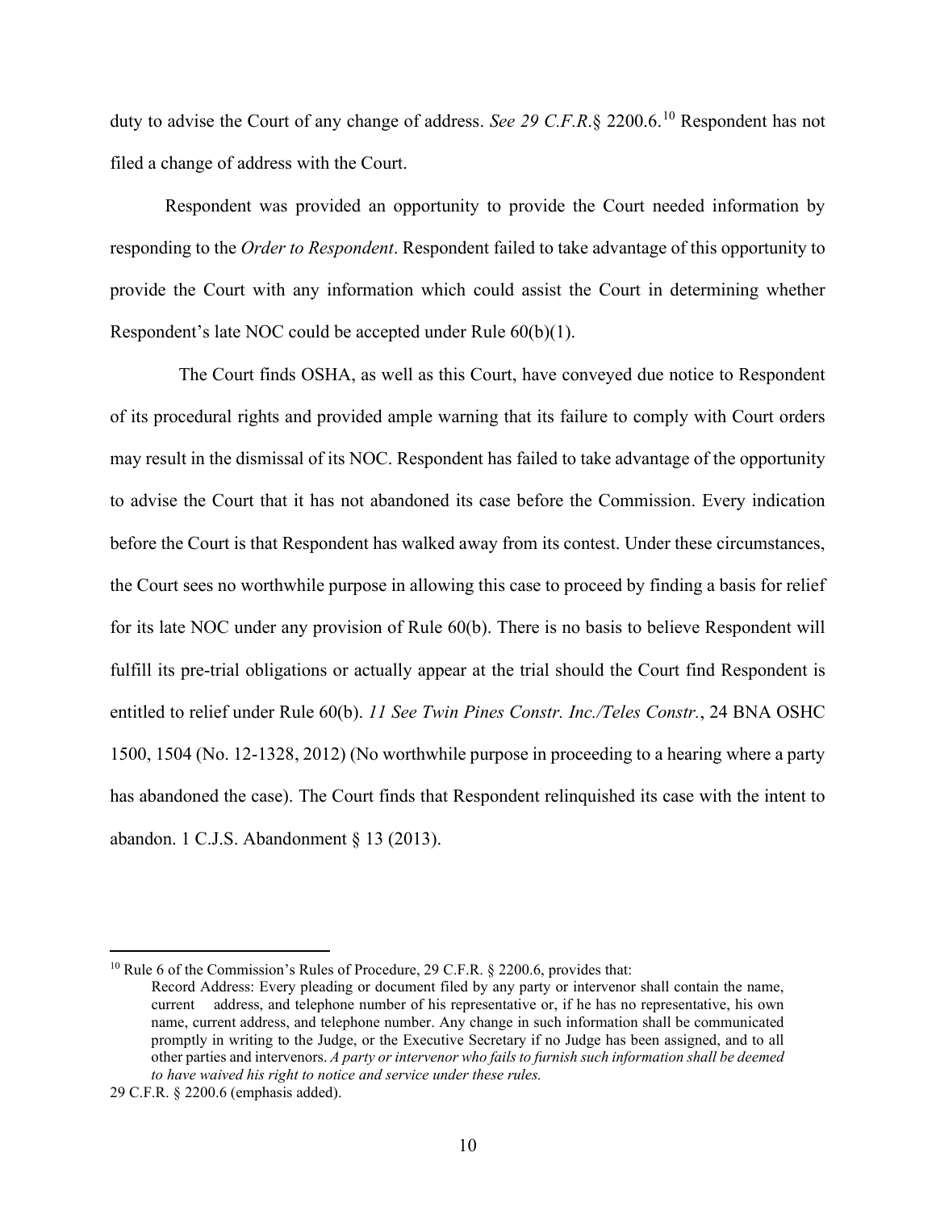duty to advise the Court of any change of address. *See 29 C.F.R.*§ 2200.6.[10] Respondent has not filed a change of address with the Court.

Respondent was provided an opportunity to provide the Court needed information by responding to the *Order to Respondent*. Respondent failed to take advantage of this opportunity to provide the Court with any information which could assist the Court in determining whether Respondent's late NOC could be accepted under Rule 60(b)(1).

The Court finds OSHA, as well as this Court, have conveyed due notice to Respondent of its procedural rights and provided ample warning that its failure to comply with Court orders may result in the dismissal of its NOC. Respondent has failed to take advantage of the opportunity to advise the Court that it has not abandoned its case before the Commission. Every indication before the Court is that Respondent has walked away from its contest. Under these circumstances, the Court sees no worthwhile purpose in allowing this case to proceed by finding a basis for relief for its late NOC under any provision of Rule 60(b). There is no basis to believe Respondent will fulfill its pre-trial obligations or actually appear at the trial should the Court find Respondent is entitled to relief under Rule 60(b). *11 See Twin Pines Constr. Inc./Teles Constr.*, 24 BNA OSHC 1500, 1504 (No. 12-1328, 2012) (No worthwhile purpose in proceeding to a hearing where a party has abandoned the case). The Court finds that Respondent relinquished its case with the intent to abandon. 1 C.J.S. Abandonment § 13 (2013).

---

[10] Rule 6 of the Commission's Rules of Procedure, 29 C.F.R. § 2200.6, provides that:

> Record Address: Every pleading or document filed by any party or intervenor shall contain the name, current address, and telephone number of his representative or, if he has no representative, his own name, current address, and telephone number. Any change in such information shall be communicated promptly in writing to the Judge, or the Executive Secretary if no Judge has been assigned, and to all other parties and intervenors. *A party or intervenor who fails to furnish such information shall be deemed to have waived his right to notice and service under these rules.*

29 C.F.R. § 2200.6 (emphasis added).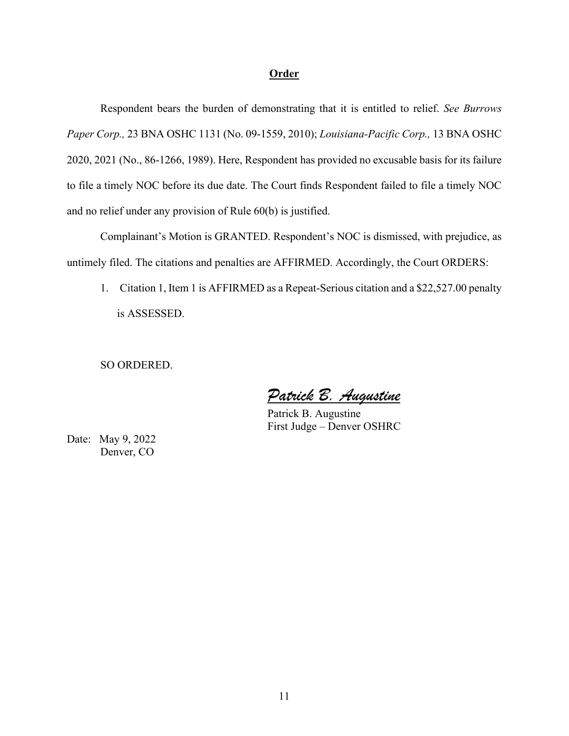**Order**

Respondent bears the burden of demonstrating that it is entitled to relief. *See Burrows Paper Corp.,* 23 BNA OSHC 1131 (No. 09-1559, 2010); *Louisiana-Pacific Corp.,* 13 BNA OSHC 2020, 2021 (No., 86-1266, 1989). Here, Respondent has provided no excusable basis for its failure to file a timely NOC before its due date. The Court finds Respondent failed to file a timely NOC and no relief under any provision of Rule 60(b) is justified.

Complainant's Motion is GRANTED. Respondent's NOC is dismissed, with prejudice, as untimely filed. The citations and penalties are AFFIRMED. Accordingly, the Court ORDERS:

1. Citation 1, Item 1 is AFFIRMED as a Repeat-Serious citation and a $22,527.00 penalty is ASSESSED.

SO ORDERED.

*Patrick B. Augustine*

Patrick B. Augustine
First Judge – Denver OSHRC

Date: May 9, 2022
Denver, CO